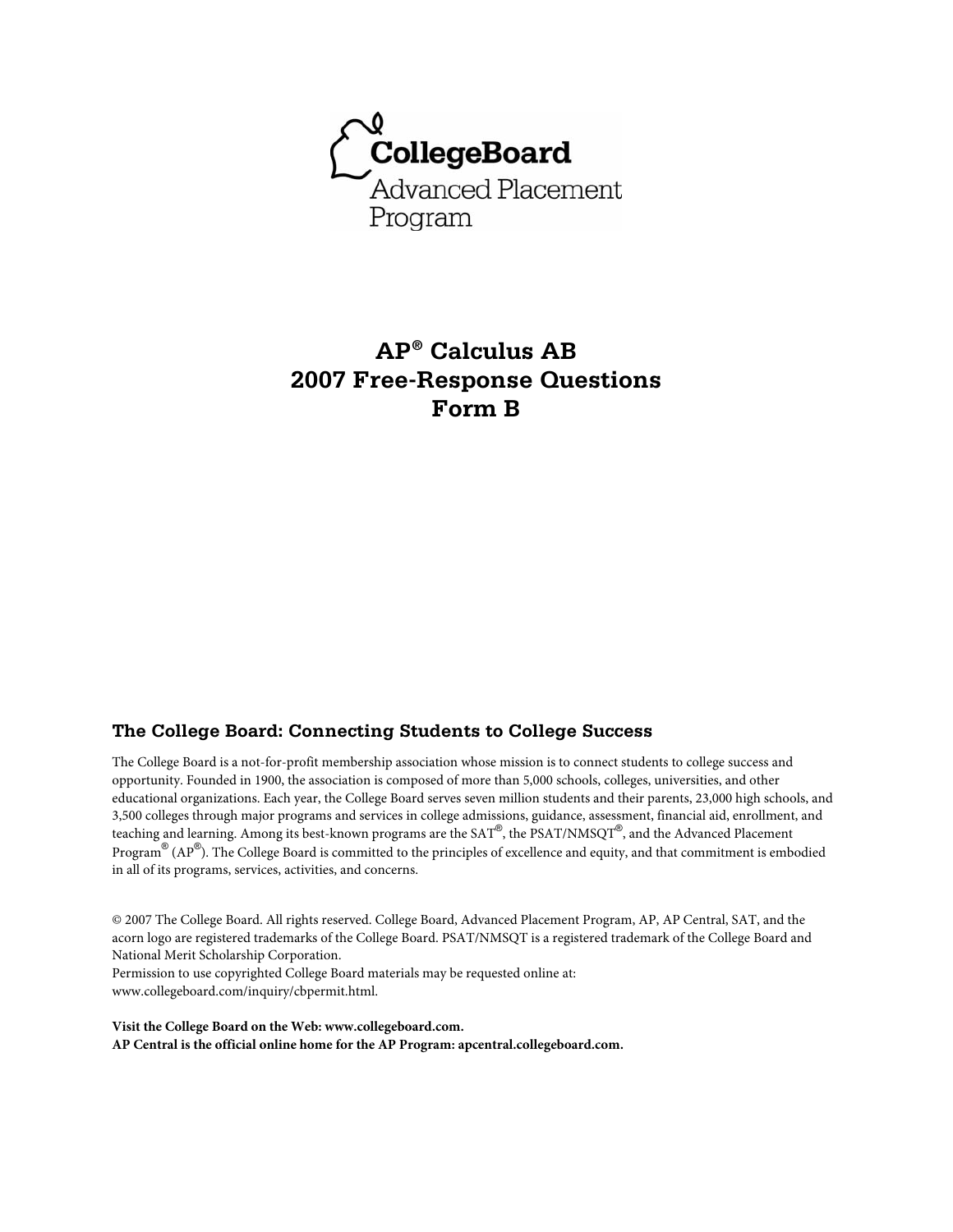CollegeBoard
Advanced Placement Program

# AP® Calculus AB
# 2007 Free-Response Questions
# Form B

## The College Board: Connecting Students to College Success

The College Board is a not-for-profit membership association whose mission is to connect students to college success and opportunity. Founded in 1900, the association is composed of more than 5,000 schools, colleges, universities, and other educational organizations. Each year, the College Board serves seven million students and their parents, 23,000 high schools, and 3,500 colleges through major programs and services in college admissions, guidance, assessment, financial aid, enrollment, and teaching and learning. Among its best-known programs are the SAT®, the PSAT/NMSQT®, and the Advanced Placement Program® (AP®). The College Board is committed to the principles of excellence and equity, and that commitment is embodied in all of its programs, services, activities, and concerns.

© 2007 The College Board. All rights reserved. College Board, Advanced Placement Program, AP, AP Central, SAT, and the acorn logo are registered trademarks of the College Board. PSAT/NMSQT is a registered trademark of the College Board and National Merit Scholarship Corporation.
Permission to use copyrighted College Board materials may be requested online at:
www.collegeboard.com/inquiry/cbpermit.html.

**Visit the College Board on the Web: www.collegeboard.com.**
**AP Central is the official online home for the AP Program: apcentral.collegeboard.com.**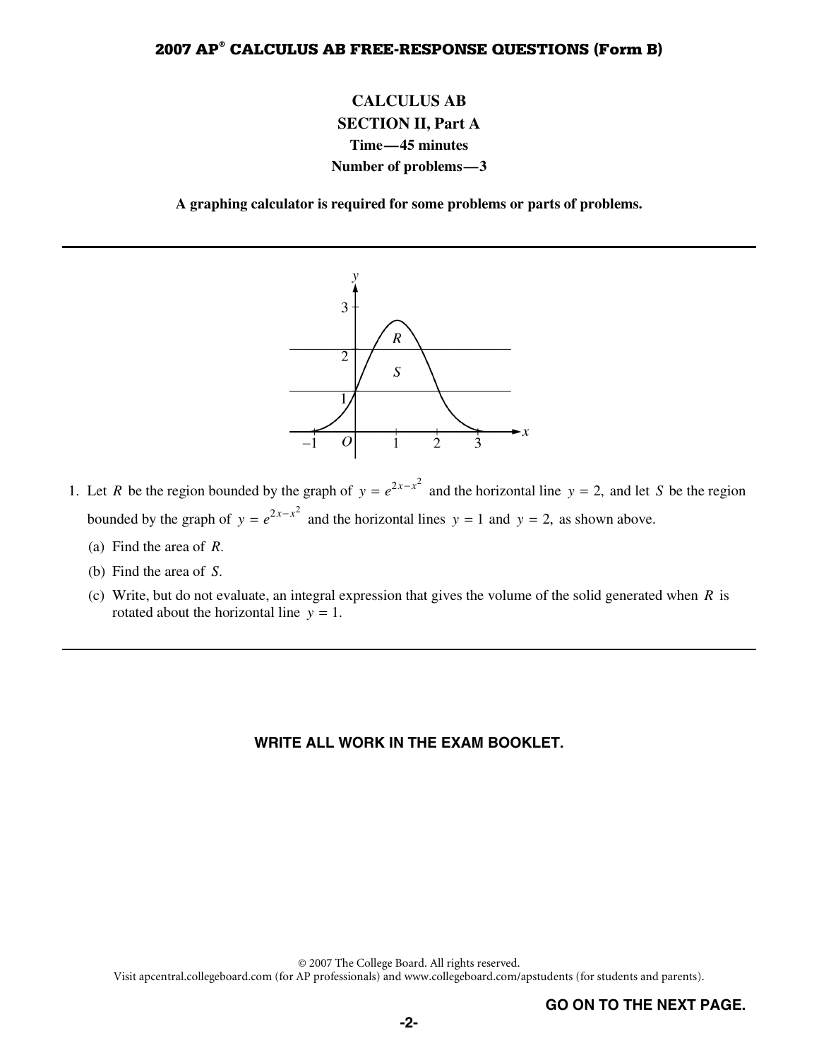## CALCULUS AB

### SECTION II, Part A

**Time—45 minutes**

**Number of problems—3**

**A graphing calculator is required for some problems or parts of problems.**

---

1. Let $R$ be the region bounded by the graph of $y = e^{2x-x^2}$ and the horizontal line $y = 2$, and let $S$ be the region bounded by the graph of $y = e^{2x-x^2}$ and the horizontal lines $y = 1$ and $y = 2$, as shown above.

   (a) Find the area of $R$.

   (b) Find the area of $S$.

   (c) Write, but do not evaluate, an integral expression that gives the volume of the solid generated when $R$ is rotated about the horizontal line $y = 1$.

---

**WRITE ALL WORK IN THE EXAM BOOKLET.**

© 2007 The College Board. All rights reserved.
Visit apcentral.collegeboard.com (for AP professionals) and www.collegeboard.com/apstudents (for students and parents).

**GO ON TO THE NEXT PAGE.**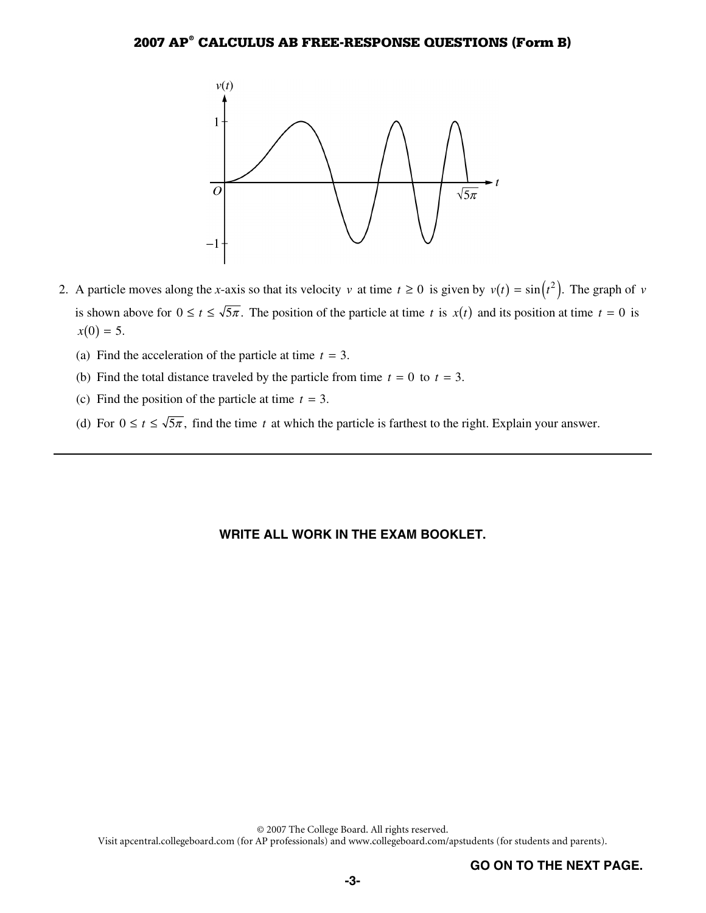2. A particle moves along the $x$-axis so that its velocity $v$ at time $t \geq 0$ is given by $v(t) = \sin\left(t^2\right)$. The graph of $v$ is shown above for $0 \leq t \leq \sqrt{5\pi}$. The position of the particle at time $t$ is $x(t)$ and its position at time $t = 0$ is $x(0) = 5$.

   (a) Find the acceleration of the particle at time $t = 3$.

   (b) Find the total distance traveled by the particle from time $t = 0$ to $t = 3$.

   (c) Find the position of the particle at time $t = 3$.

   (d) For $0 \leq t \leq \sqrt{5\pi}$, find the time $t$ at which the particle is farthest to the right. Explain your answer.

---

**WRITE ALL WORK IN THE EXAM BOOKLET.**

© 2007 The College Board. All rights reserved.
Visit apcentral.collegeboard.com (for AP professionals) and www.collegeboard.com/apstudents (for students and parents).

**GO ON TO THE NEXT PAGE.**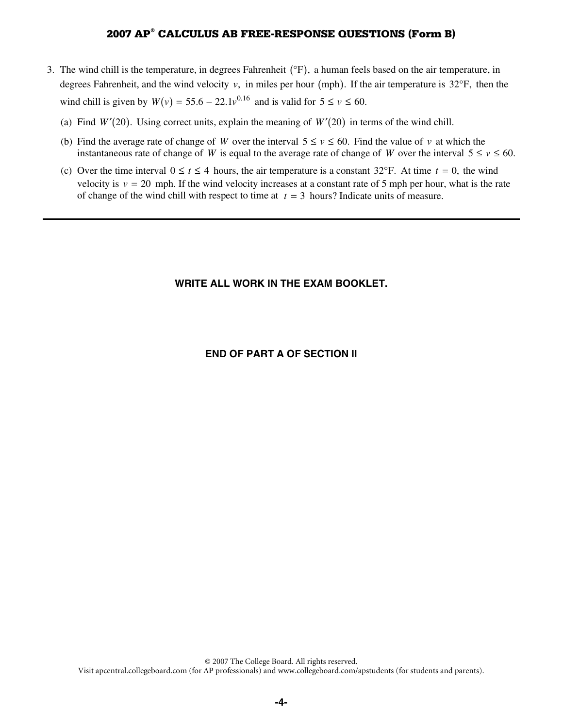3. The wind chill is the temperature, in degrees Fahrenheit $(°F)$, a human feels based on the air temperature, in degrees Fahrenheit, and the wind velocity $v$, in miles per hour $(\text{mph})$. If the air temperature is $32°F$, then the wind chill is given by $W(v) = 55.6 - 22.1v^{0.16}$ and is valid for $5 \le v \le 60$.

   (a) Find $W'(20)$. Using correct units, explain the meaning of $W'(20)$ in terms of the wind chill.

   (b) Find the average rate of change of $W$ over the interval $5 \le v \le 60$. Find the value of $v$ at which the instantaneous rate of change of $W$ is equal to the average rate of change of $W$ over the interval $5 \le v \le 60$.

   (c) Over the time interval $0 \le t \le 4$ hours, the air temperature is a constant $32°F$. At time $t = 0$, the wind velocity is $v = 20$ mph. If the wind velocity increases at a constant rate of 5 mph per hour, what is the rate of change of the wind chill with respect to time at $t = 3$ hours? Indicate units of measure.

---

**WRITE ALL WORK IN THE EXAM BOOKLET.**

**END OF PART A OF SECTION II**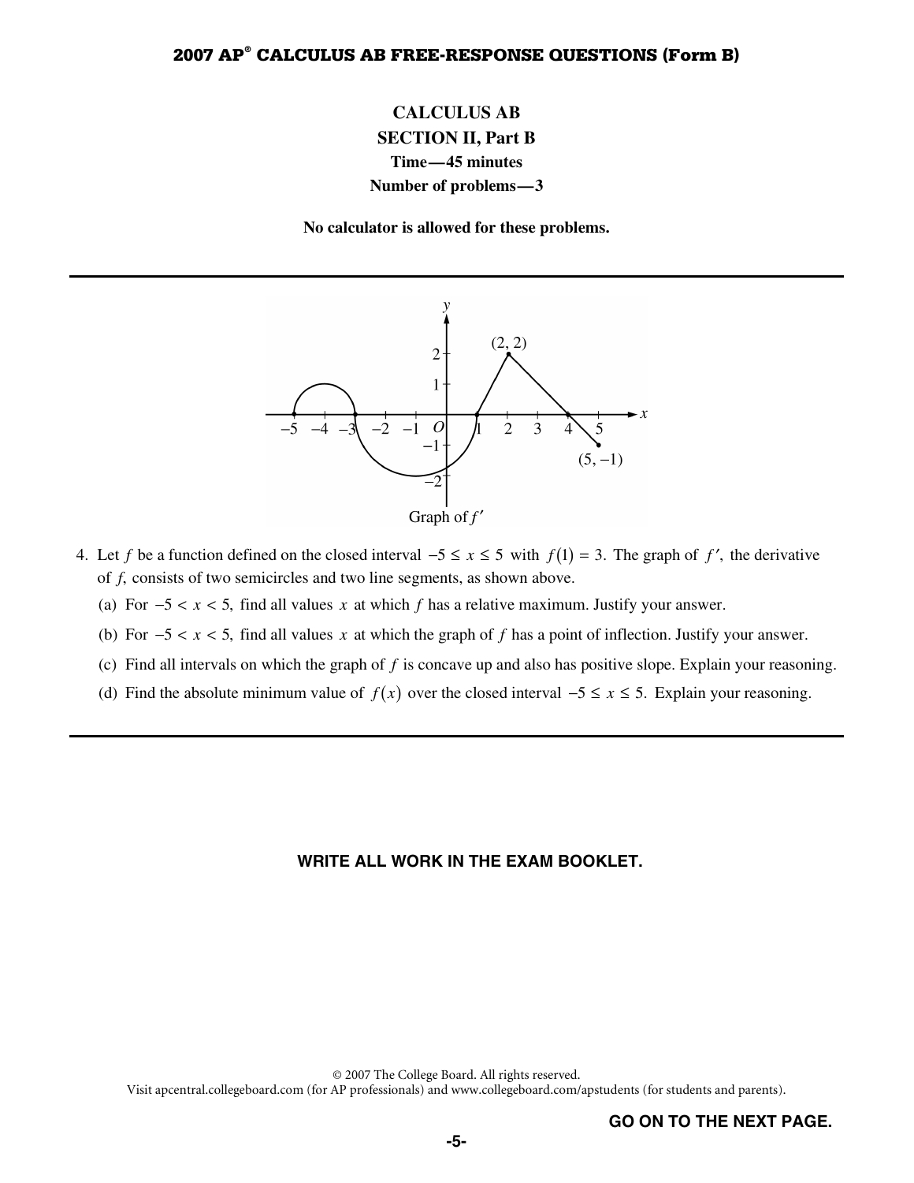## CALCULUS AB
## SECTION II, Part B
**Time—45 minutes**
**Number of problems—3**

**No calculator is allowed for these problems.**

---

Graph of $f'$

4. Let $f$ be a function defined on the closed interval $-5 \le x \le 5$ with $f(1) = 3$. The graph of $f'$, the derivative of $f$, consists of two semicircles and two line segments, as shown above.

   (a) For $-5 < x < 5$, find all values $x$ at which $f$ has a relative maximum. Justify your answer.

   (b) For $-5 < x < 5$, find all values $x$ at which the graph of $f$ has a point of inflection. Justify your answer.

   (c) Find all intervals on which the graph of $f$ is concave up and also has positive slope. Explain your reasoning.

   (d) Find the absolute minimum value of $f(x)$ over the closed interval $-5 \le x \le 5$. Explain your reasoning.

---

**WRITE ALL WORK IN THE EXAM BOOKLET.**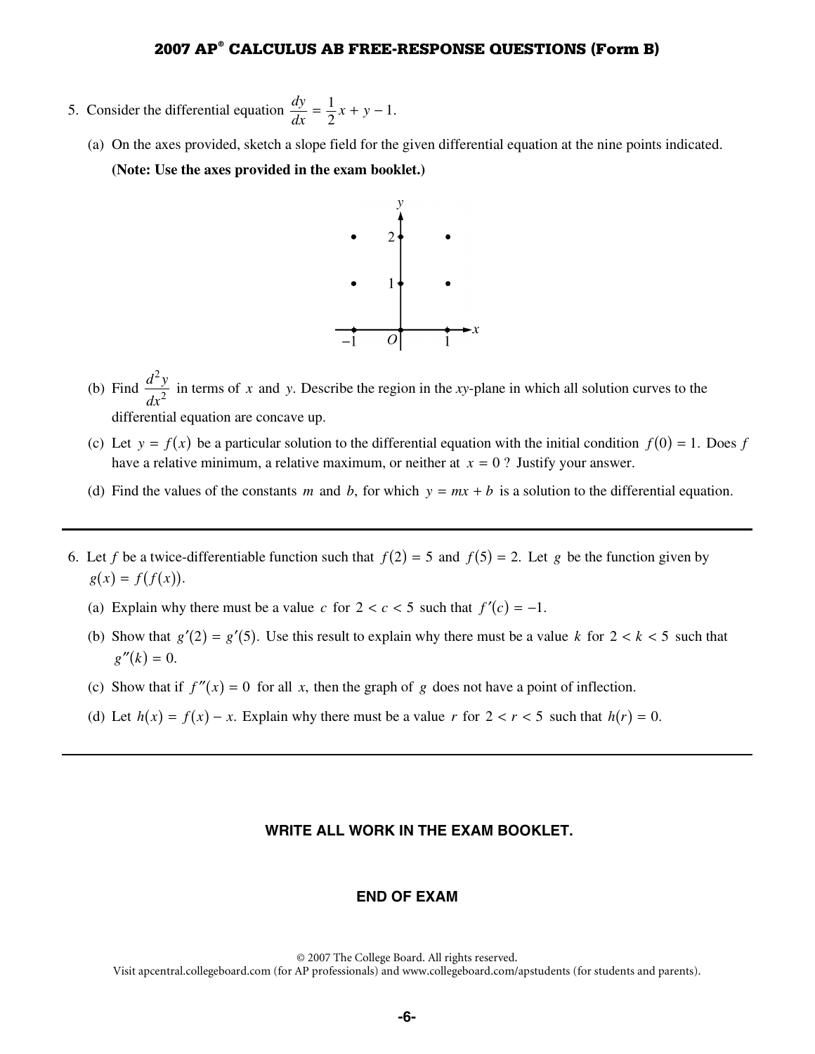5. Consider the differential equation $\frac{dy}{dx} = \frac{1}{2}x + y - 1$.

   (a) On the axes provided, sketch a slope field for the given differential equation at the nine points indicated.
   **(Note: Use the axes provided in the exam booklet.)**

   y

   2

   1

   −1 O 1 x

   (b) Find $\frac{d^2y}{dx^2}$ in terms of $x$ and $y$. Describe the region in the $xy$-plane in which all solution curves to the differential equation are concave up.

   (c) Let $y = f(x)$ be a particular solution to the differential equation with the initial condition $f(0) = 1$. Does $f$ have a relative minimum, a relative maximum, or neither at $x = 0$ ? Justify your answer.

   (d) Find the values of the constants $m$ and $b$, for which $y = mx + b$ is a solution to the differential equation.

---

6. Let $f$ be a twice-differentiable function such that $f(2) = 5$ and $f(5) = 2$. Let $g$ be the function given by $g(x) = f(f(x))$.

   (a) Explain why there must be a value $c$ for $2 < c < 5$ such that $f'(c) = -1$.

   (b) Show that $g'(2) = g'(5)$. Use this result to explain why there must be a value $k$ for $2 < k < 5$ such that $g''(k) = 0$.

   (c) Show that if $f''(x) = 0$ for all $x$, then the graph of $g$ does not have a point of inflection.

   (d) Let $h(x) = f(x) - x$. Explain why there must be a value $r$ for $2 < r < 5$ such that $h(r) = 0$.

---

**WRITE ALL WORK IN THE EXAM BOOKLET.**

**END OF EXAM**

© 2007 The College Board. All rights reserved.
Visit apcentral.collegeboard.com (for AP professionals) and www.collegeboard.com/apstudents (for students and parents).